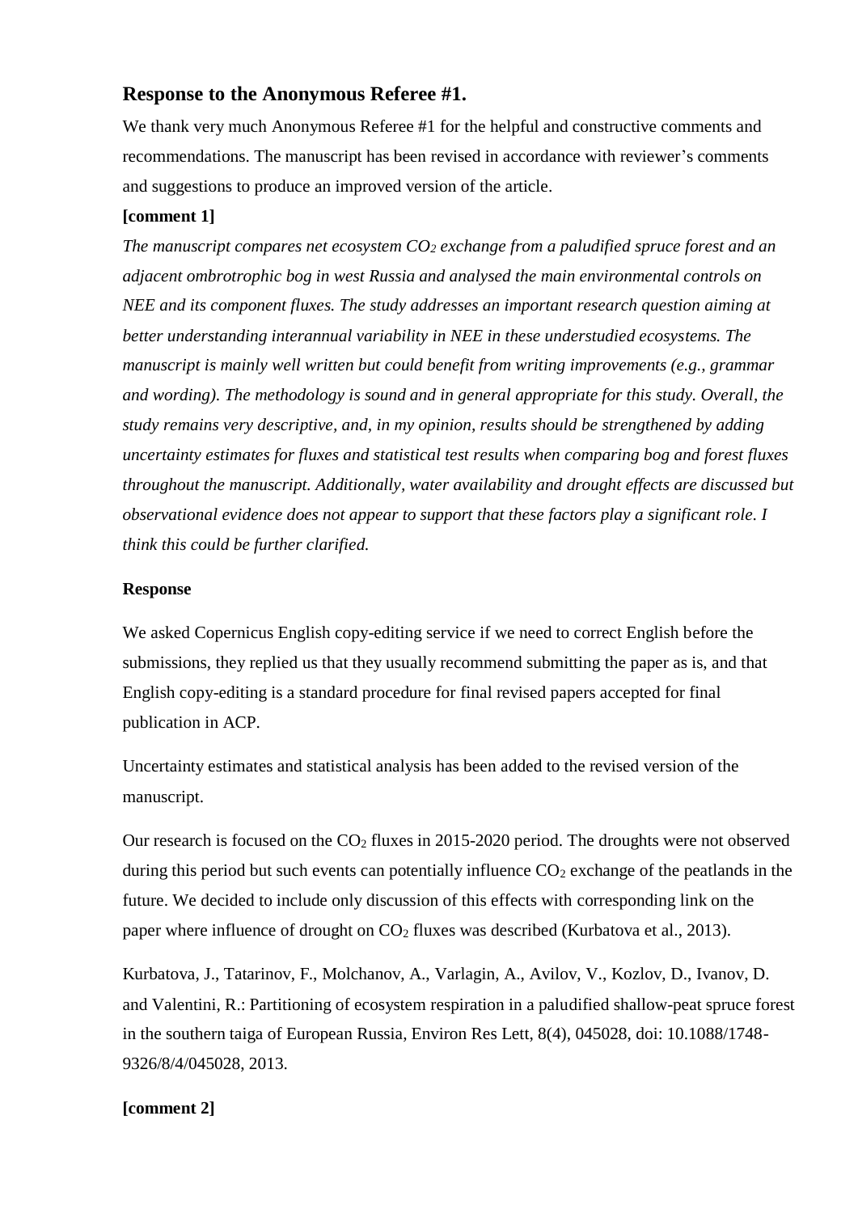## Response to the Anonymous Referee #1.

We thank very much Anonymous Referee #1 for the helpful and constructive comments and recommendations. The manuscript has been revised in accordance with reviewer's comments and suggestions to produce an improved version of the article.

**[comment 1]**

*The manuscript compares net ecosystem $CO_2$ exchange from a paludified spruce forest and an adjacent ombrotrophic bog in west Russia and analysed the main environmental controls on NEE and its component fluxes. The study addresses an important research question aiming at better understanding interannual variability in NEE in these understudied ecosystems. The manuscript is mainly well written but could benefit from writing improvements (e.g., grammar and wording). The methodology is sound and in general appropriate for this study. Overall, the study remains very descriptive, and, in my opinion, results should be strengthened by adding uncertainty estimates for fluxes and statistical test results when comparing bog and forest fluxes throughout the manuscript. Additionally, water availability and drought effects are discussed but observational evidence does not appear to support that these factors play a significant role. I think this could be further clarified.*

**Response**

We asked Copernicus English copy-editing service if we need to correct English before the submissions, they replied us that they usually recommend submitting the paper as is, and that English copy-editing is a standard procedure for final revised papers accepted for final publication in ACP.

Uncertainty estimates and statistical analysis has been added to the revised version of the manuscript.

Our research is focused on the $CO_2$ fluxes in 2015-2020 period. The droughts were not observed during this period but such events can potentially influence $CO_2$ exchange of the peatlands in the future. We decided to include only discussion of this effects with corresponding link on the paper where influence of drought on $CO_2$ fluxes was described (Kurbatova et al., 2013).

Kurbatova, J., Tatarinov, F., Molchanov, A., Varlagin, A., Avilov, V., Kozlov, D., Ivanov, D. and Valentini, R.: Partitioning of ecosystem respiration in a paludified shallow-peat spruce forest in the southern taiga of European Russia, Environ Res Lett, 8(4), 045028, doi: 10.1088/1748-9326/8/4/045028, 2013.

**[comment 2]**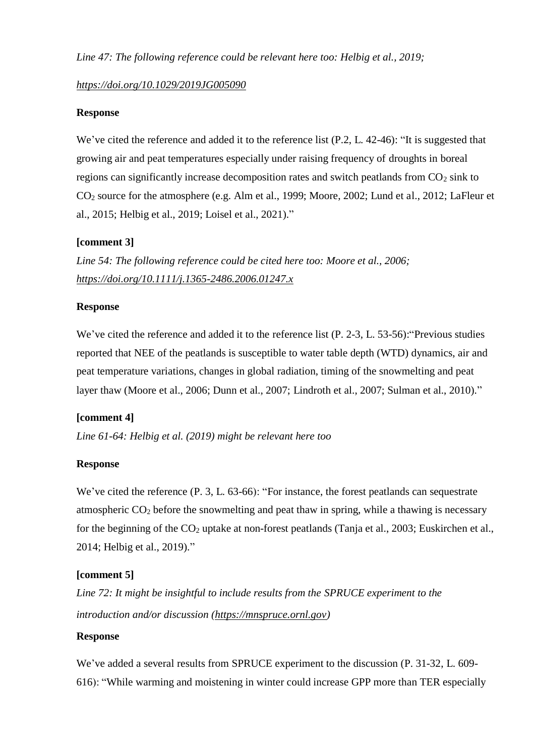*Line 47: The following reference could be relevant here too: Helbig et al., 2019;*

*https://doi.org/10.1029/2019JG005090*

**Response**

We've cited the reference and added it to the reference list (P.2, L. 42-46): "It is suggested that growing air and peat temperatures especially under raising frequency of droughts in boreal regions can significantly increase decomposition rates and switch peatlands from $CO_2$ sink to $CO_2$ source for the atmosphere (e.g. Alm et al., 1999; Moore, 2002; Lund et al., 2012; LaFleur et al., 2015; Helbig et al., 2019; Loisel et al., 2021)."

**[comment 3]**

*Line 54: The following reference could be cited here too: Moore et al., 2006; https://doi.org/10.1111/j.1365-2486.2006.01247.x*

**Response**

We've cited the reference and added it to the reference list (P. 2-3, L. 53-56):"Previous studies reported that NEE of the peatlands is susceptible to water table depth (WTD) dynamics, air and peat temperature variations, changes in global radiation, timing of the snowmelting and peat layer thaw (Moore et al., 2006; Dunn et al., 2007; Lindroth et al., 2007; Sulman et al., 2010)."

**[comment 4]**

*Line 61-64: Helbig et al. (2019) might be relevant here too*

**Response**

We've cited the reference (P. 3, L. 63-66): "For instance, the forest peatlands can sequestrate atmospheric $CO_2$ before the snowmelting and peat thaw in spring, while a thawing is necessary for the beginning of the $CO_2$ uptake at non-forest peatlands (Tanja et al., 2003; Euskirchen et al., 2014; Helbig et al., 2019)."

**[comment 5]**

*Line 72: It might be insightful to include results from the SPRUCE experiment to the introduction and/or discussion (https://mnspruce.ornl.gov)*

**Response**

We've added a several results from SPRUCE experiment to the discussion (P. 31-32, L. 609-616): "While warming and moistening in winter could increase GPP more than TER especially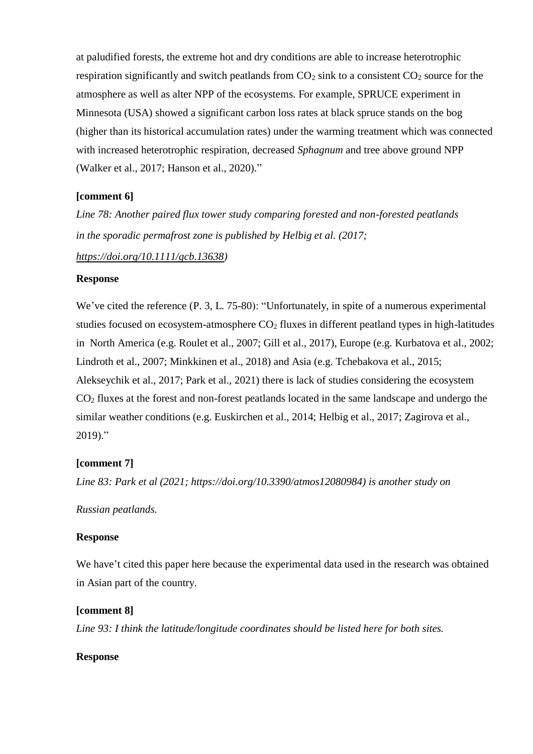at paludified forests, the extreme hot and dry conditions are able to increase heterotrophic respiration significantly and switch peatlands from $CO_2$ sink to a consistent $CO_2$ source for the atmosphere as well as alter NPP of the ecosystems. For example, SPRUCE experiment in Minnesota (USA) showed a significant carbon loss rates at black spruce stands on the bog (higher than its historical accumulation rates) under the warming treatment which was connected with increased heterotrophic respiration, decreased *Sphagnum* and tree above ground NPP (Walker et al., 2017; Hanson et al., 2020)."

**[comment 6]**

*Line 78: Another paired flux tower study comparing forested and non-forested peatlands in the sporadic permafrost zone is published by Helbig et al. (2017; https://doi.org/10.1111/gcb.13638)*

**Response**

We've cited the reference (P. 3, L. 75-80): "Unfortunately, in spite of a numerous experimental studies focused on ecosystem-atmosphere $CO_2$ fluxes in different peatland types in high-latitudes in North America (e.g. Roulet et al., 2007; Gill et al., 2017), Europe (e.g. Kurbatova et al., 2002; Lindroth et al., 2007; Minkkinen et al., 2018) and Asia (e.g. Tchebakova et al., 2015; Alekseychik et al., 2017; Park et al., 2021) there is lack of studies considering the ecosystem $CO_2$ fluxes at the forest and non-forest peatlands located in the same landscape and undergo the similar weather conditions (e.g. Euskirchen et al., 2014; Helbig et al., 2017; Zagirova et al., 2019)."

**[comment 7]**

*Line 83: Park et al (2021; https://doi.org/10.3390/atmos12080984) is another study on Russian peatlands.*

**Response**

We have't cited this paper here because the experimental data used in the research was obtained in Asian part of the country.

**[comment 8]**

*Line 93: I think the latitude/longitude coordinates should be listed here for both sites.*

**Response**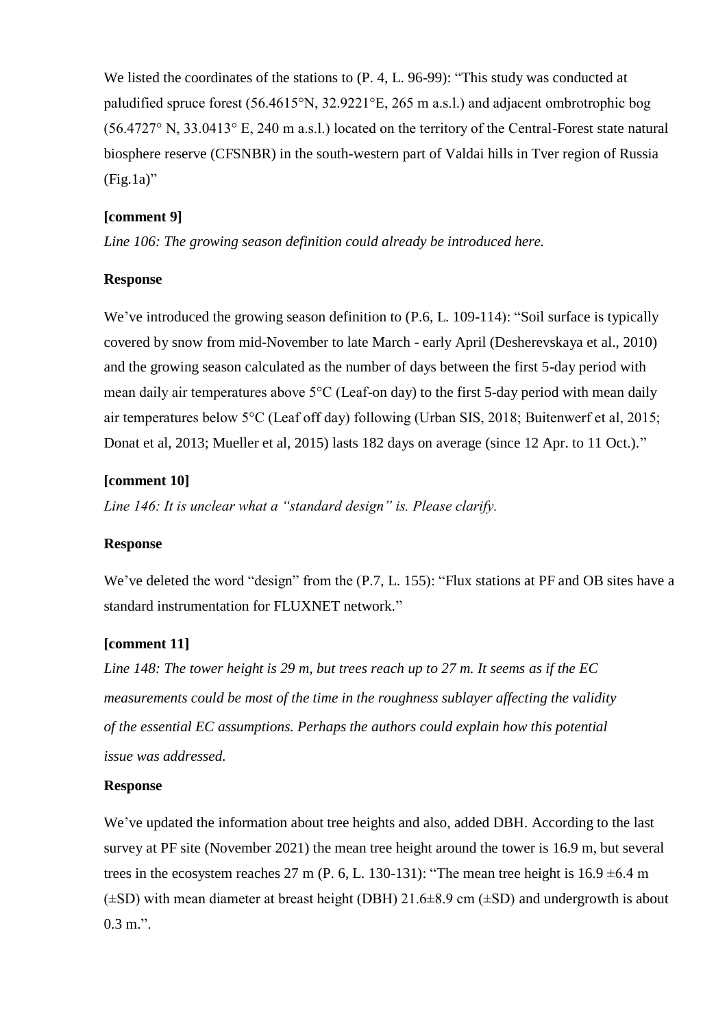We listed the coordinates of the stations to (P. 4, L. 96-99): "This study was conducted at paludified spruce forest (56.4615°N, 32.9221°E, 265 m a.s.l.) and adjacent ombrotrophic bog (56.4727° N, 33.0413° E, 240 m a.s.l.) located on the territory of the Central-Forest state natural biosphere reserve (CFSNBR) in the south-western part of Valdai hills in Tver region of Russia (Fig.1a)"

**[comment 9]**

*Line 106: The growing season definition could already be introduced here.*

**Response**

We've introduced the growing season definition to (P.6, L. 109-114): "Soil surface is typically covered by snow from mid-November to late March - early April (Desherevskaya et al., 2010) and the growing season calculated as the number of days between the first 5-day period with mean daily air temperatures above 5°C (Leaf-on day) to the first 5-day period with mean daily air temperatures below 5°C (Leaf off day) following (Urban SIS, 2018; Buitenwerf et al, 2015; Donat et al, 2013; Mueller et al, 2015) lasts 182 days on average (since 12 Apr. to 11 Oct.)."

**[comment 10]**

*Line 146: It is unclear what a "standard design" is. Please clarify.*

**Response**

We've deleted the word "design" from the (P.7, L. 155): "Flux stations at PF and OB sites have a standard instrumentation for FLUXNET network."

**[comment 11]**

*Line 148: The tower height is 29 m, but trees reach up to 27 m. It seems as if the EC measurements could be most of the time in the roughness sublayer affecting the validity of the essential EC assumptions. Perhaps the authors could explain how this potential issue was addressed.*

**Response**

We've updated the information about tree heights and also, added DBH. According to the last survey at PF site (November 2021) the mean tree height around the tower is 16.9 m, but several trees in the ecosystem reaches 27 m (P. 6, L. 130-131): "The mean tree height is 16.9 ±6.4 m (±SD) with mean diameter at breast height (DBH) 21.6±8.9 cm (±SD) and undergrowth is about 0.3 m.".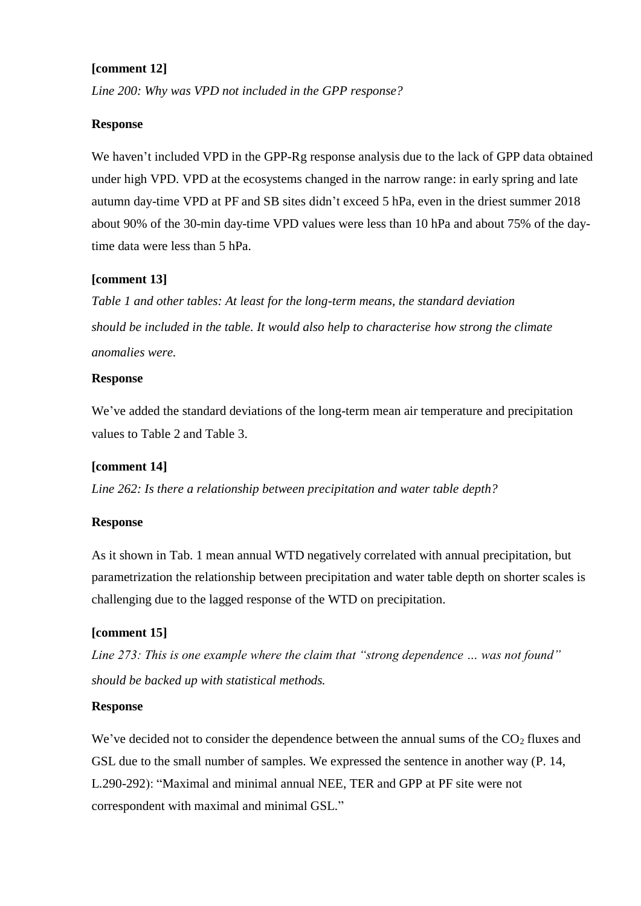**[comment 12]**

*Line 200: Why was VPD not included in the GPP response?*

**Response**

We haven't included VPD in the GPP-Rg response analysis due to the lack of GPP data obtained under high VPD. VPD at the ecosystems changed in the narrow range: in early spring and late autumn day-time VPD at PF and SB sites didn't exceed 5 hPa, even in the driest summer 2018 about 90% of the 30-min day-time VPD values were less than 10 hPa and about 75% of the day-time data were less than 5 hPa.

**[comment 13]**

*Table 1 and other tables: At least for the long-term means, the standard deviation should be included in the table. It would also help to characterise how strong the climate anomalies were.*

**Response**

We've added the standard deviations of the long-term mean air temperature and precipitation values to Table 2 and Table 3.

**[comment 14]**

*Line 262: Is there a relationship between precipitation and water table depth?*

**Response**

As it shown in Tab. 1 mean annual WTD negatively correlated with annual precipitation, but parametrization the relationship between precipitation and water table depth on shorter scales is challenging due to the lagged response of the WTD on precipitation.

**[comment 15]**

*Line 273: This is one example where the claim that "strong dependence … was not found" should be backed up with statistical methods.*

**Response**

We've decided not to consider the dependence between the annual sums of the $CO_2$ fluxes and GSL due to the small number of samples. We expressed the sentence in another way (P. 14, L.290-292): "Maximal and minimal annual NEE, TER and GPP at PF site were not correspondent with maximal and minimal GSL."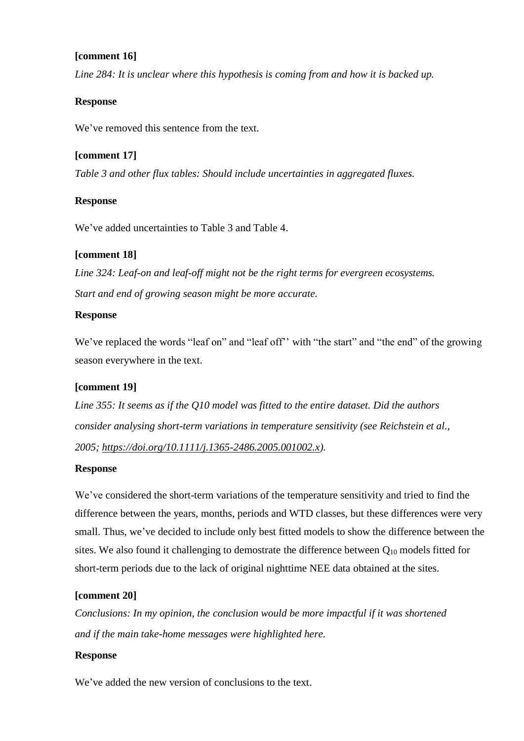**[comment 16]**

*Line 284: It is unclear where this hypothesis is coming from and how it is backed up.*

**Response**

We've removed this sentence from the text.

**[comment 17]**

*Table 3 and other flux tables: Should include uncertainties in aggregated fluxes.*

**Response**

We've added uncertainties to Table 3 and Table 4.

**[comment 18]**

*Line 324: Leaf-on and leaf-off might not be the right terms for evergreen ecosystems. Start and end of growing season might be more accurate.*

**Response**

We've replaced the words "leaf on" and "leaf off'' with "the start" and "the end" of the growing season everywhere in the text.

**[comment 19]**

*Line 355: It seems as if the Q10 model was fitted to the entire dataset. Did the authors consider analysing short-term variations in temperature sensitivity (see Reichstein et al., 2005; https://doi.org/10.1111/j.1365-2486.2005.001002.x).*

**Response**

We've considered the short-term variations of the temperature sensitivity and tried to find the difference between the years, months, periods and WTD classes, but these differences were very small. Thus, we've decided to include only best fitted models to show the difference between the sites. We also found it challenging to demostrate the difference between $Q_{10}$ models fitted for short-term periods due to the lack of original nighttime NEE data obtained at the sites.

**[comment 20]**

*Conclusions: In my opinion, the conclusion would be more impactful if it was shortened and if the main take-home messages were highlighted here.*

**Response**

We've added the new version of conclusions to the text.